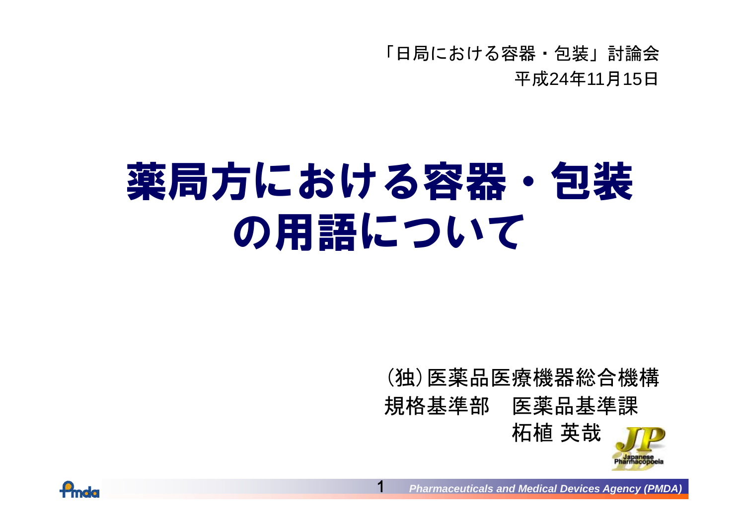「日局における容器・包装」討論会

平成24年11月15日

# 薬局方における容器・包装の用語について

(独)医薬品医療機器総合機構

規格基準部　医薬品基準課

柘植 英哉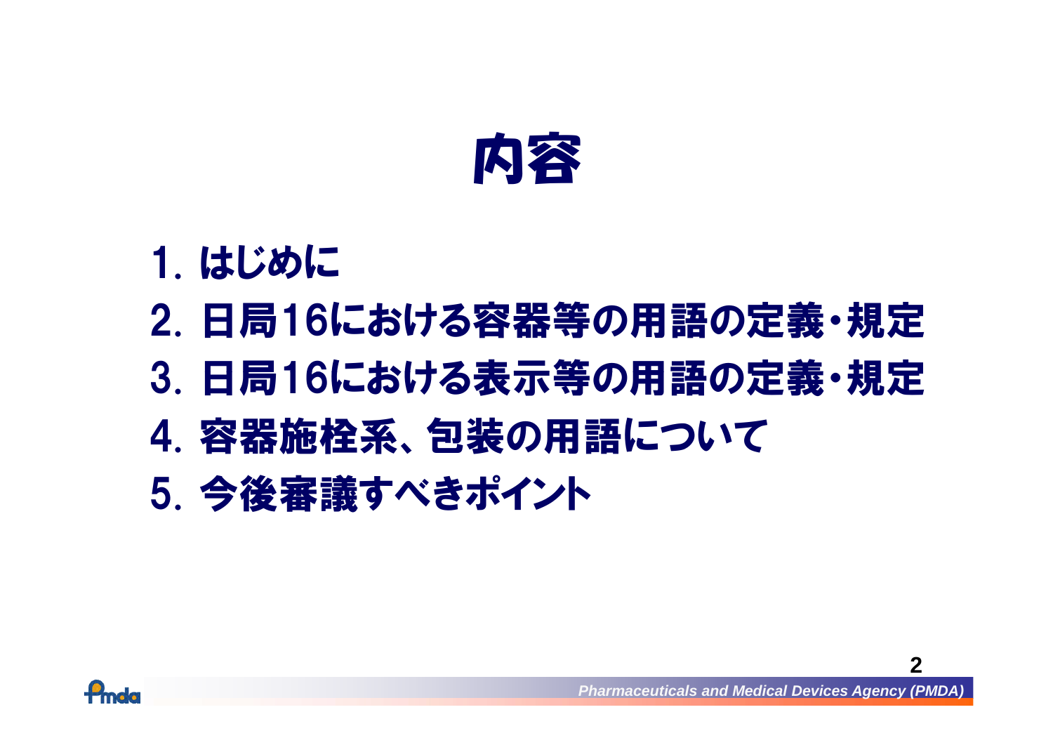# 内容

1. はじめに
2. 日局16における容器等の用語の定義・規定
3. 日局16における表示等の用語の定義・規定
4. 容器施栓系、包装の用語について
5. 今後審議すべきポイント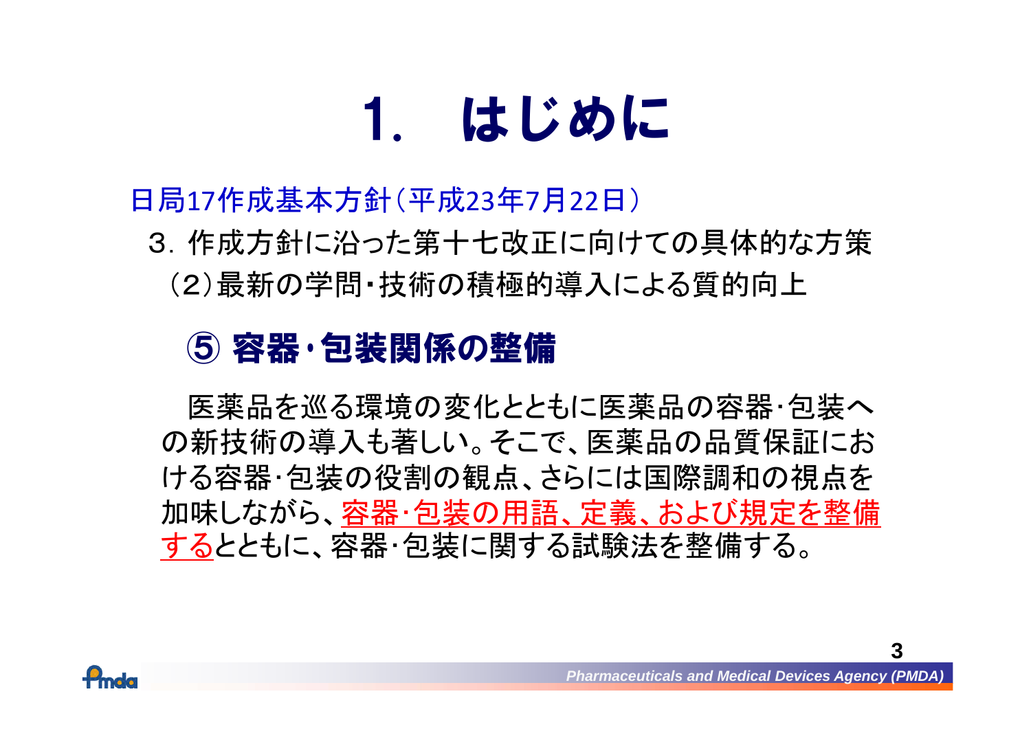# 1. はじめに

日局17作成基本方針（平成23年7月22日）

3．作成方針に沿った第十七改正に向けての具体的な方策

（2）最新の学問・技術の積極的導入による質的向上

## ⑤ 容器・包装関係の整備

医薬品を巡る環境の変化とともに医薬品の容器・包装への新技術の導入も著しい。そこで、医薬品の品質保証における容器・包装の役割の観点、さらには国際調和の視点を加味しながら、容器・包装の用語、定義、および規定を整備するとともに、容器・包装に関する試験法を整備する。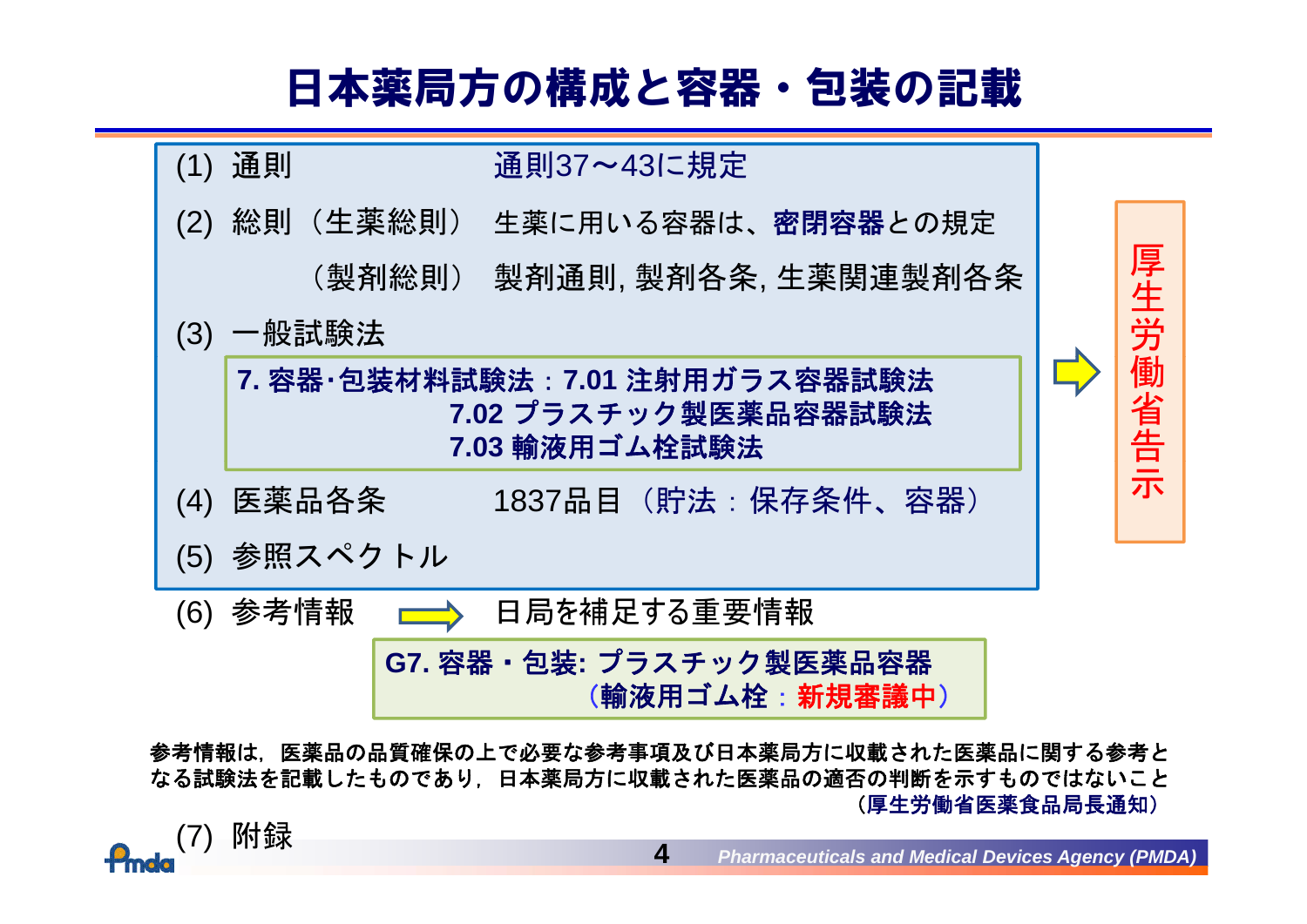# 日本薬局方の構成と容器・包装の記載

(1) 通則　通則37～43に規定

(2) 総則（生薬総則）　生薬に用いる容器は、**密閉容器**との規定

（製剤総則）　製剤通則, 製剤各条, 生薬関連製剤各条

(3) 一般試験法

**7. 容器･包装材料試験法：7.01 注射用ガラス容器試験法**
**7.02 プラスチック製医薬品容器試験法**
**7.03 輸液用ゴム栓試験法**

(4) 医薬品各条　1837品目（貯法：保存条件、容器）

(5) 参照スペクトル

➡ 厚生労働省告示

(6) 参考情報 ⇨ 日局を補足する重要情報

**G7. 容器・包装: プラスチック製医薬品容器**
**（輸液用ゴム栓：新規審議中）**

**参考情報は，医薬品の品質確保の上で必要な参考事項及び日本薬局方に収載された医薬品に関する参考となる試験法を記載したものであり，日本薬局方に収載された医薬品の適否の判断を示すものではないこと**
**（厚生労働省医薬食品局長通知）**

(7) 附録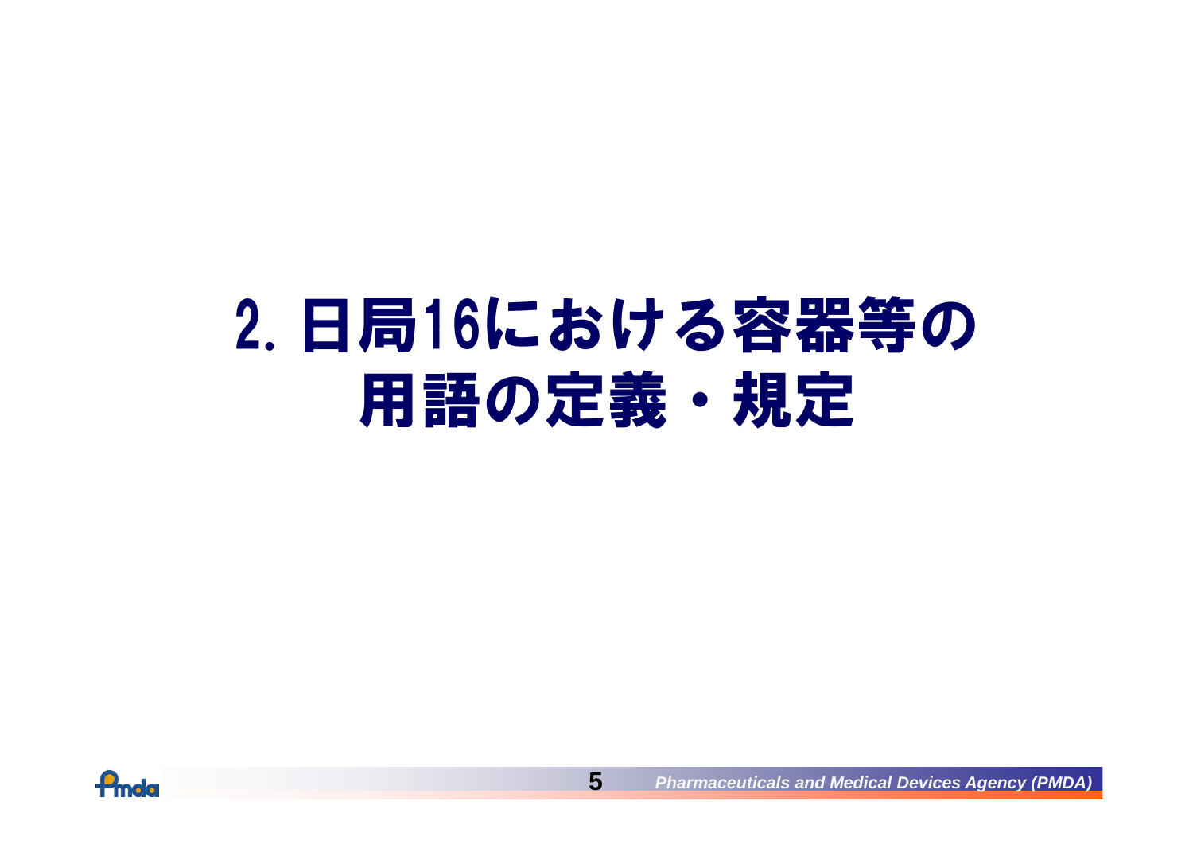# 2. 日局16における容器等の用語の定義・規定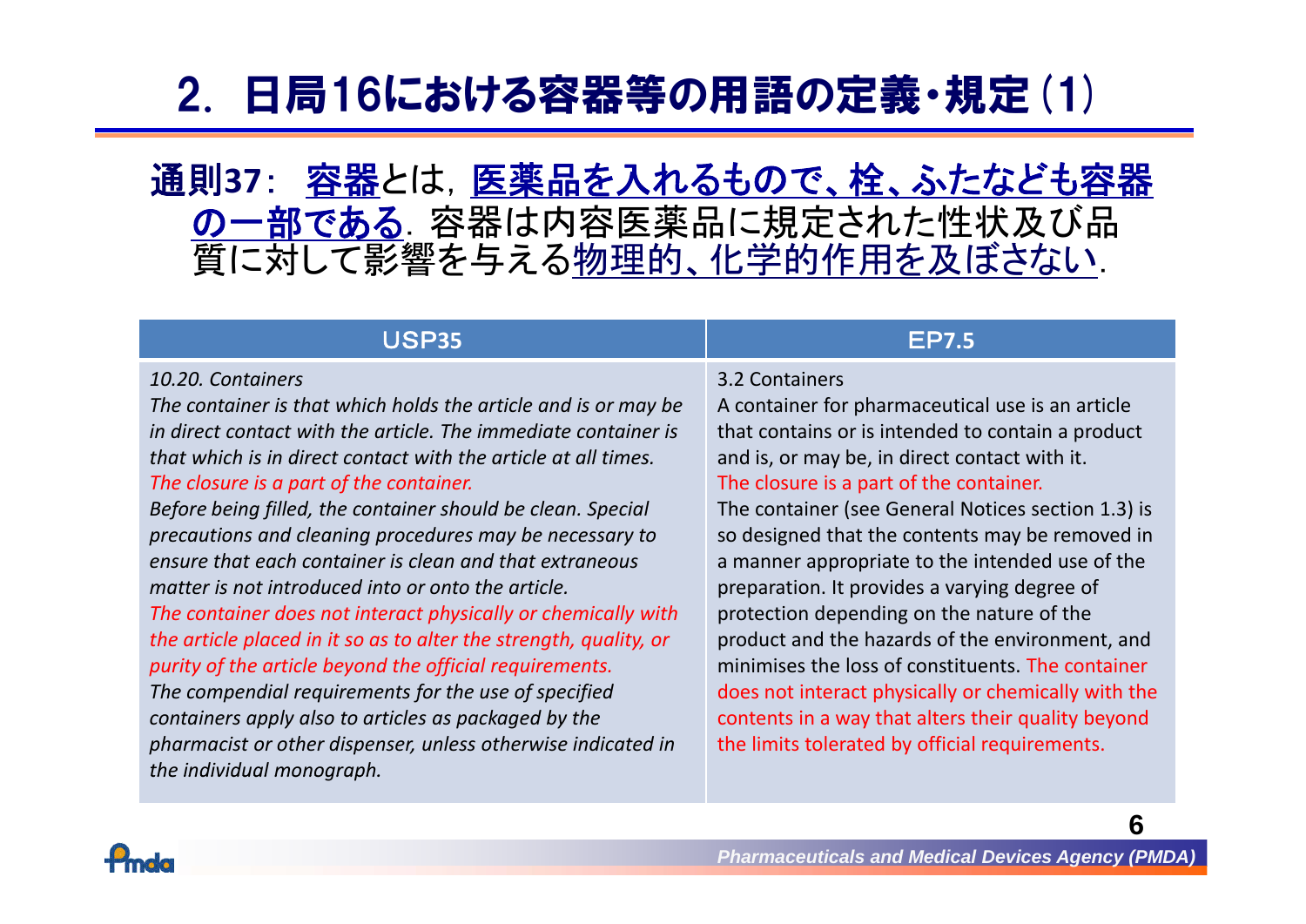# 2. 日局16における容器等の用語の定義・規定 (1)

**通則37**: 容器とは，医薬品を入れるもので、栓、ふたなども容器の一部である．容器は内容医薬品に規定された性状及び品質に対して影響を与える物理的、化学的作用を及ぼさない．

| USP35 | EP7.5 |
|---|---|
| *10.20. Containers*<br>*The container is that which holds the article and is or may be in direct contact with the article. The immediate container is that which is in direct contact with the article at all times.*<br>*The closure is a part of the container.*<br>*Before being filled, the container should be clean. Special precautions and cleaning procedures may be necessary to ensure that each container is clean and that extraneous matter is not introduced into or onto the article.*<br>*The container does not interact physically or chemically with the article placed in it so as to alter the strength, quality, or purity of the article beyond the official requirements.*<br>*The compendial requirements for the use of specified containers apply also to articles as packaged by the pharmacist or other dispenser, unless otherwise indicated in the individual monograph.* | 3.2 Containers<br>A container for pharmaceutical use is an article that contains or is intended to contain a product and is, or may be, in direct contact with it.<br>The closure is a part of the container.<br>The container (see General Notices section 1.3) is so designed that the contents may be removed in a manner appropriate to the intended use of the preparation. It provides a varying degree of protection depending on the nature of the product and the hazards of the environment, and minimises the loss of constituents. The container does not interact physically or chemically with the contents in a way that alters their quality beyond the limits tolerated by official requirements. |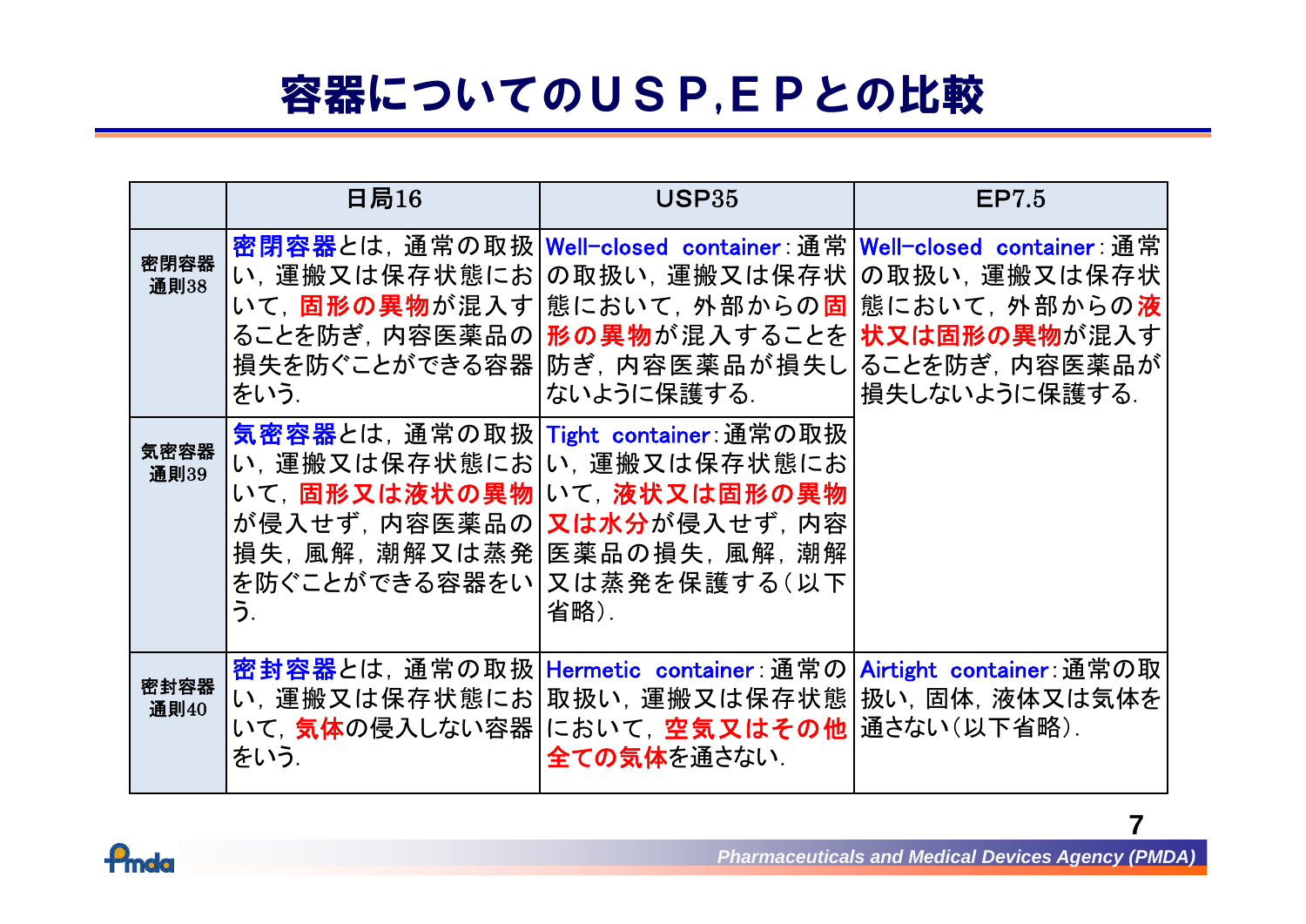# 容器についてのＵＳＰ,ＥＰとの比較

|  | 日局16 | USP35 | EP7.5 |
|---|---|---|---|
| 密閉容器 通則38 | **密閉容器**とは，通常の取扱い，運搬又は保存状態において，**固形の異物**が混入することを防ぎ，内容医薬品の損失を防ぐことができる容器をいう. | **Well-closed container**：通常の取扱い，運搬又は保存状態において，外部からの**固形の異物**が混入することを防ぎ，内容医薬品が損失しないように保護する. | **Well-closed container**：通常の取扱い，運搬又は保存状態において，外部からの**液状又は固形の異物**が混入することを防ぎ，内容医薬品が損失しないように保護する. |
| 気密容器 通則39 | **気密容器**とは，通常の取扱い，運搬又は保存状態において，**固形又は液状の異物**が侵入せず，内容医薬品の損失，風解，潮解又は蒸発を防ぐことができる容器をいう. | **Tight container**：通常の取扱い，運搬又は保存状態において，**液状又は固形の異物又は水分**が侵入せず，内容医薬品の損失，風解，潮解又は蒸発を保護する（以下省略）. |  |
| 密封容器 通則40 | **密封容器**とは，通常の取扱い，運搬又は保存状態において，**気体**の侵入しない容器をいう. | **Hermetic container**：通常の取扱い，運搬又は保存状態において，**空気又はその他全ての気体**を通さない. | **Airtight container**：通常の取扱い，固体，液体又は気体を通さない（以下省略）. |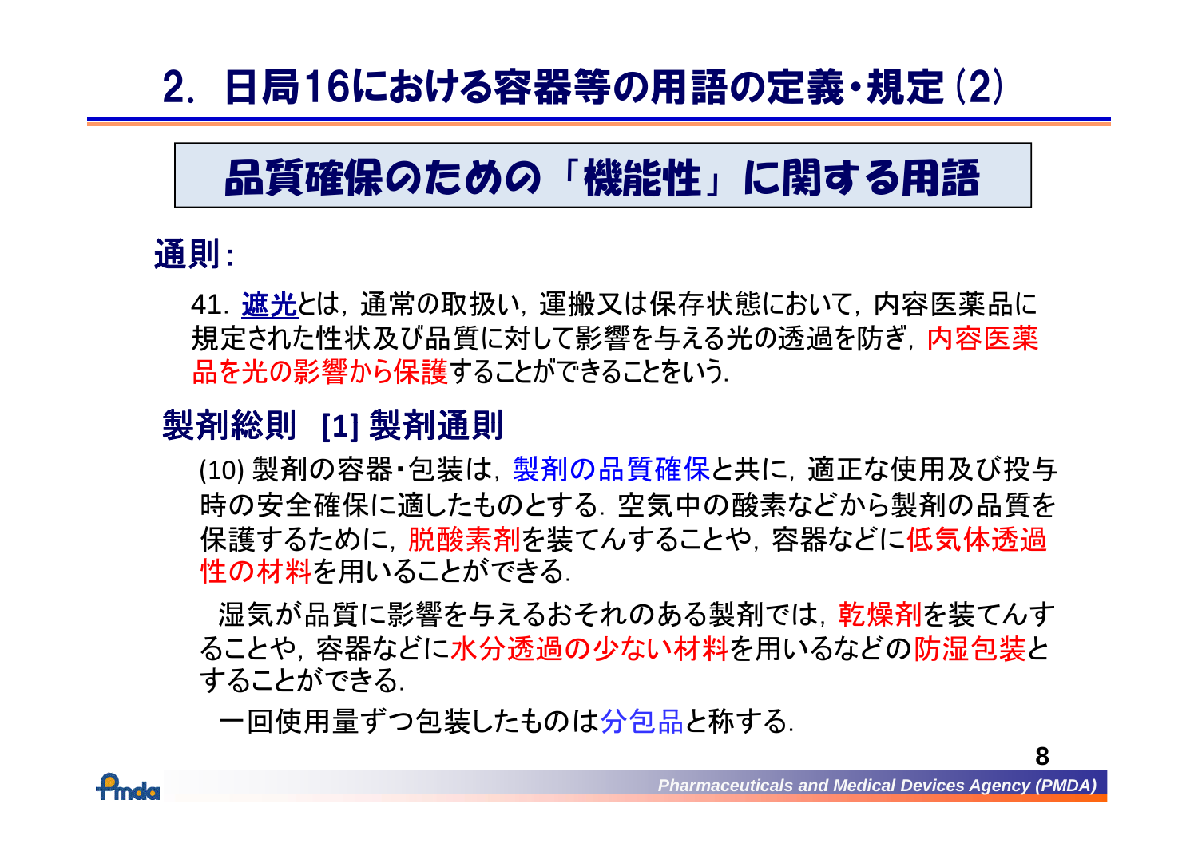# 2. 日局16における容器等の用語の定義・規定 (2)

## 品質確保のための「機能性」に関する用語

### 通則：

41. 遮光とは，通常の取扱い，運搬又は保存状態において，内容医薬品に規定された性状及び品質に対して影響を与える光の透過を防ぎ，内容医薬品を光の影響から保護することができることをいう．

### 製剤総則 [1] 製剤通則

(10) 製剤の容器・包装は，製剤の品質確保と共に，適正な使用及び投与時の安全確保に適したものとする．空気中の酸素などから製剤の品質を保護するために，脱酸素剤を装てんすることや，容器などに低気体透過性の材料を用いることができる．

湿気が品質に影響を与えるおそれのある製剤では，乾燥剤を装てんすることや，容器などに水分透過の少ない材料を用いるなどの防湿包装とすることができる．

一回使用量ずつ包装したものは分包品と称する．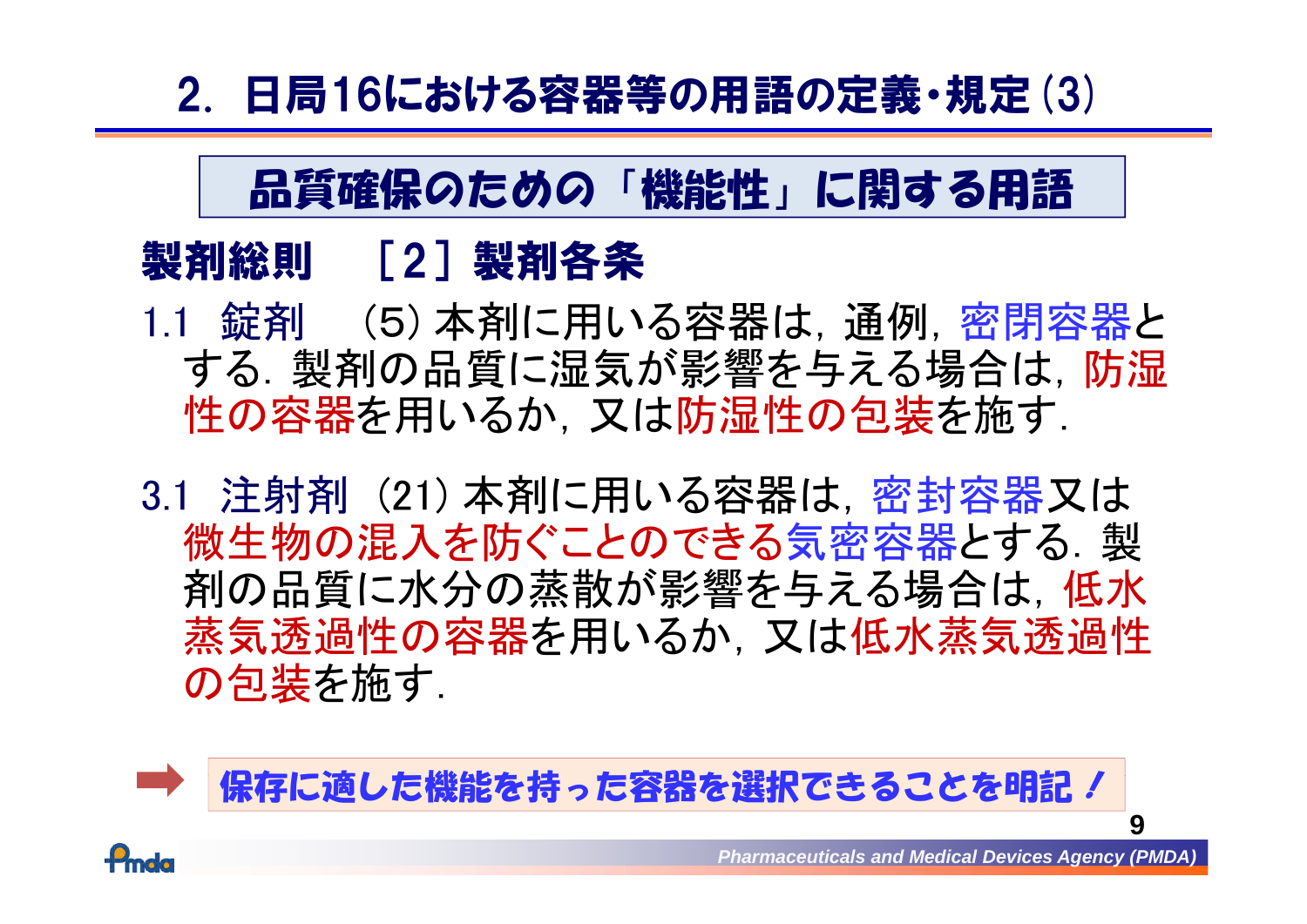## 2．日局16における容器等の用語の定義・規定 (3)

### 品質確保のための「機能性」に関する用語

**製剤総則　［2］製剤各条**

1.1　錠剤　(5) 本剤に用いる容器は，通例，密閉容器とする．製剤の品質に湿気が影響を与える場合は，防湿性の容器を用いるか，又は防湿性の包装を施す．

3.1　注射剤 (21) 本剤に用いる容器は，密封容器又は微生物の混入を防ぐことのできる気密容器とする．製剤の品質に水分の蒸散が影響を与える場合は，低水蒸気透過性の容器を用いるか，又は低水蒸気透過性の包装を施す．

➡ **保存に適した機能を持った容器を選択できることを明記！**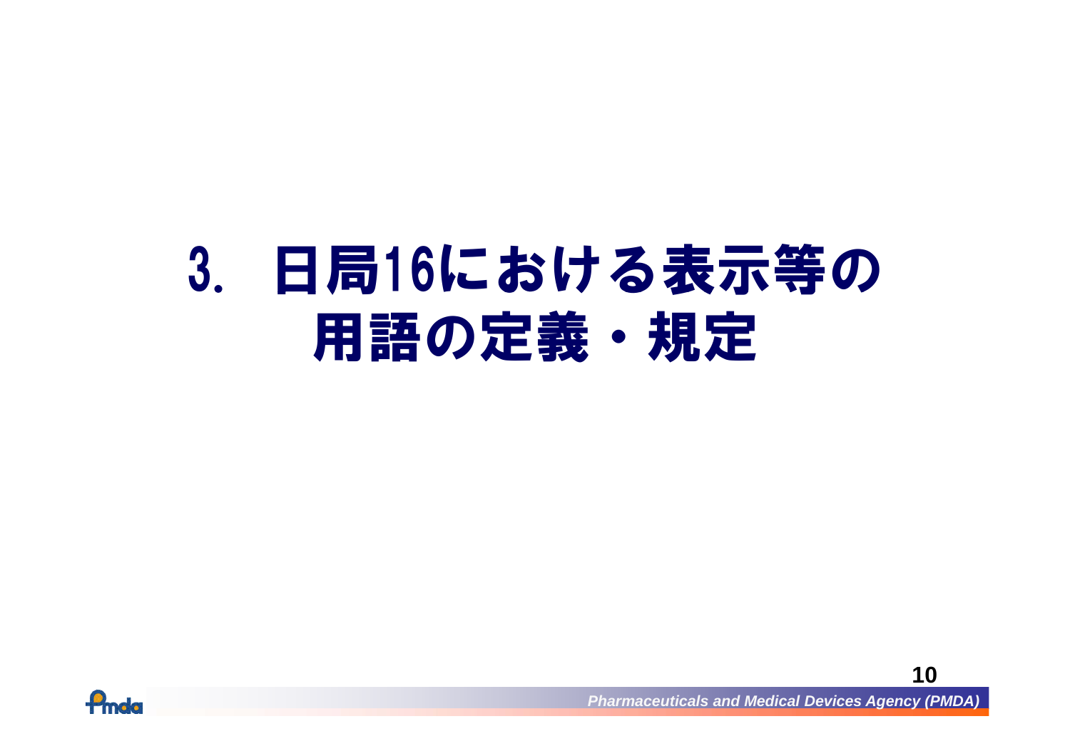# 3. 日局16における表示等の用語の定義・規定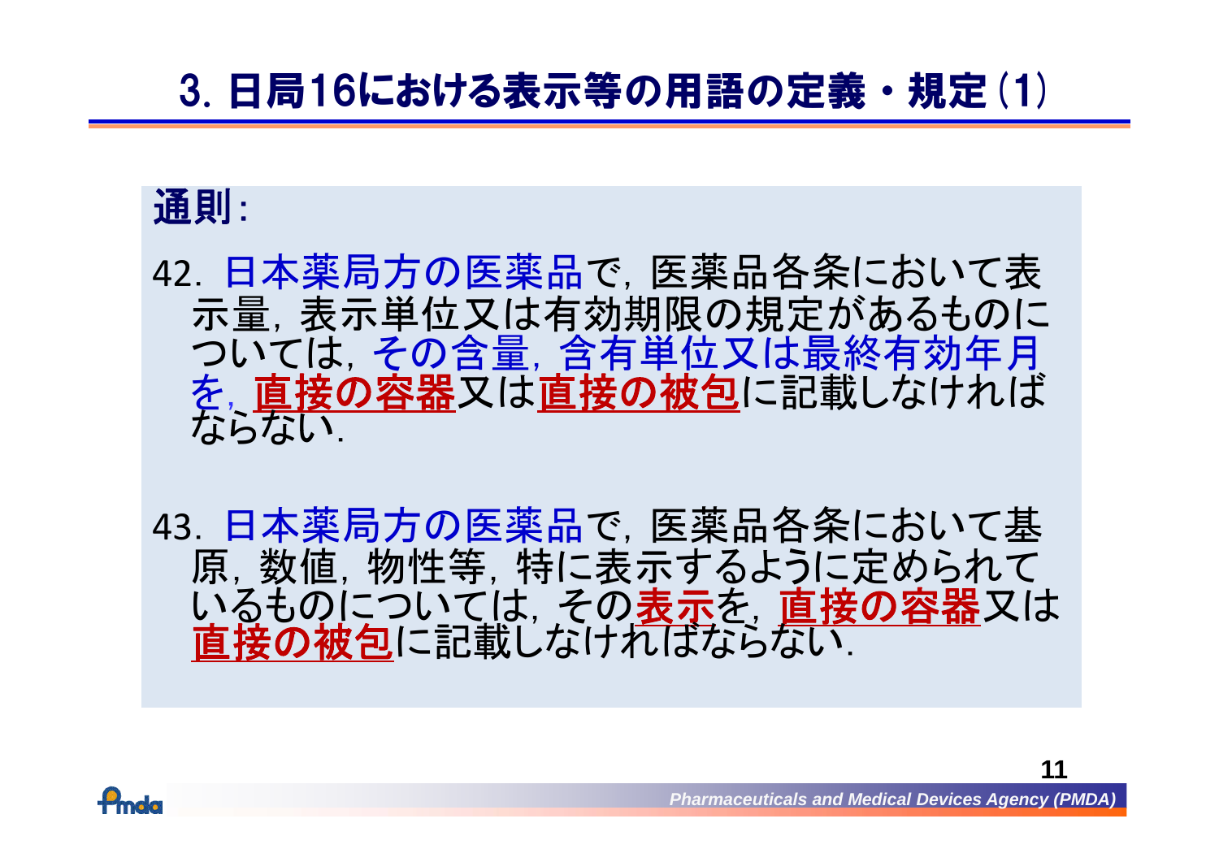# 3. 日局16における表示等の用語の定義・規定 (1)

**通則:**

42. 日本薬局方の医薬品で，医薬品各条において表示量，表示単位又は有効期限の規定があるものについては，その含量，含有単位又は最終有効年月を，**直接の容器**又は**直接の被包**に記載しなければならない．

43. 日本薬局方の医薬品で，医薬品各条において基原，数値，物性等，特に表示するように定められているものについては，その**表示**を，**直接の容器**又は**直接の被包**に記載しなければならない．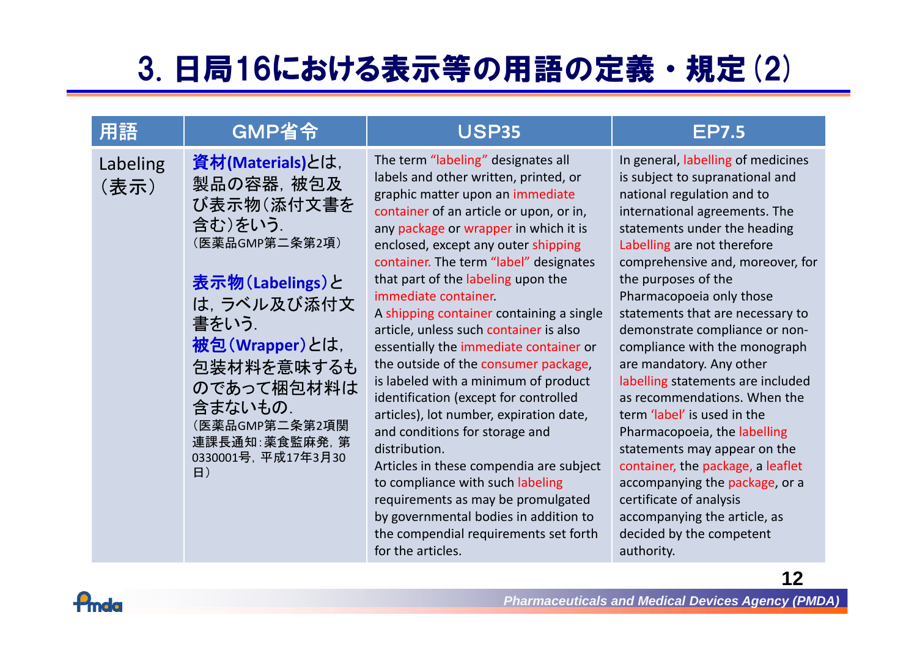# 3. 日局16における表示等の用語の定義・規定 (2)

| 用語 | GMP省令 | USP35 | EP7.5 |
|---|---|---|---|
| Labeling（表示） | **資材(Materials)**とは，製品の容器，被包及び表示物（添付文書を含む）をいう.<br>（医薬品GMP第二条第2項）<br><br>**表示物（Labelings）**とは，ラベル及び添付文書をいう.<br>**被包（Wrapper）**とは，包装材料を意味するものであって梱包材料は含まないもの.<br>（医薬品GMP第二条第2項関連課長通知:薬食監麻発，第0330001号，平成17年3月30日） | The term "labeling" designates all labels and other written, printed, or graphic matter upon an immediate container of an article or upon, or in, any package or wrapper in which it is enclosed, except any outer shipping container. The term "label" designates that part of the labeling upon the immediate container.<br>A shipping container containing a single article, unless such container is also essentially the immediate container or the outside of the consumer package, is labeled with a minimum of product identification (except for controlled articles), lot number, expiration date, and conditions for storage and distribution.<br>Articles in these compendia are subject to compliance with such labeling requirements as may be promulgated by governmental bodies in addition to the compendial requirements set forth for the articles. | In general, labelling of medicines is subject to supranational and national regulation and to international agreements. The statements under the heading Labelling are not therefore comprehensive and, moreover, for the purposes of the Pharmacopoeia only those statements that are necessary to demonstrate compliance or non-compliance with the monograph are mandatory. Any other labelling statements are included as recommendations. When the term 'label' is used in the Pharmacopoeia, the labelling statements may appear on the container, the package, a leaflet accompanying the package, or a certificate of analysis accompanying the article, as decided by the competent authority. |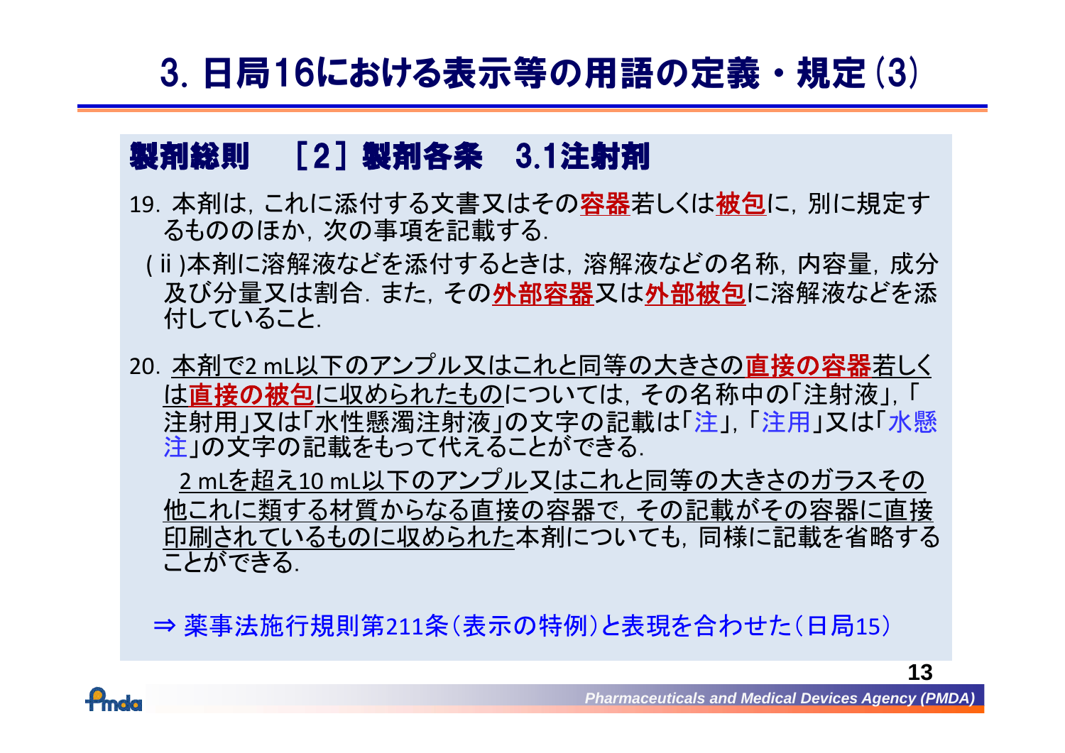# 3. 日局16における表示等の用語の定義・規定 (3)

## 製剤総則　［2］製剤各条　3.1注射剤

19. 本剤は，これに添付する文書又はその**容器**若しくは**被包**に，別に規定するもののほか，次の事項を記載する.

 (ⅱ)本剤に溶解液などを添付するときは，溶解液などの名称，内容量，成分及び分量又は割合．また，その**外部容器**又は**外部被包**に溶解液などを添付していること.

20. 本剤で2 mL以下のアンプル又はこれと同等の大きさの**直接の容器**若しくは**直接の被包**に収められたものについては，その名称中の「注射液」,「注射用」又は「水性懸濁注射液」の文字の記載は「注」,「注用」又は「水懸注」の文字の記載をもって代えることができる.

 2 mLを超え10 mL以下のアンプル又はこれと同等の大きさのガラスその他これに類する材質からなる直接の容器で，その記載がその容器に直接印刷されているものに収められた本剤についても，同様に記載を省略することができる.

⇒ 薬事法施行規則第211条（表示の特例）と表現を合わせた（日局15）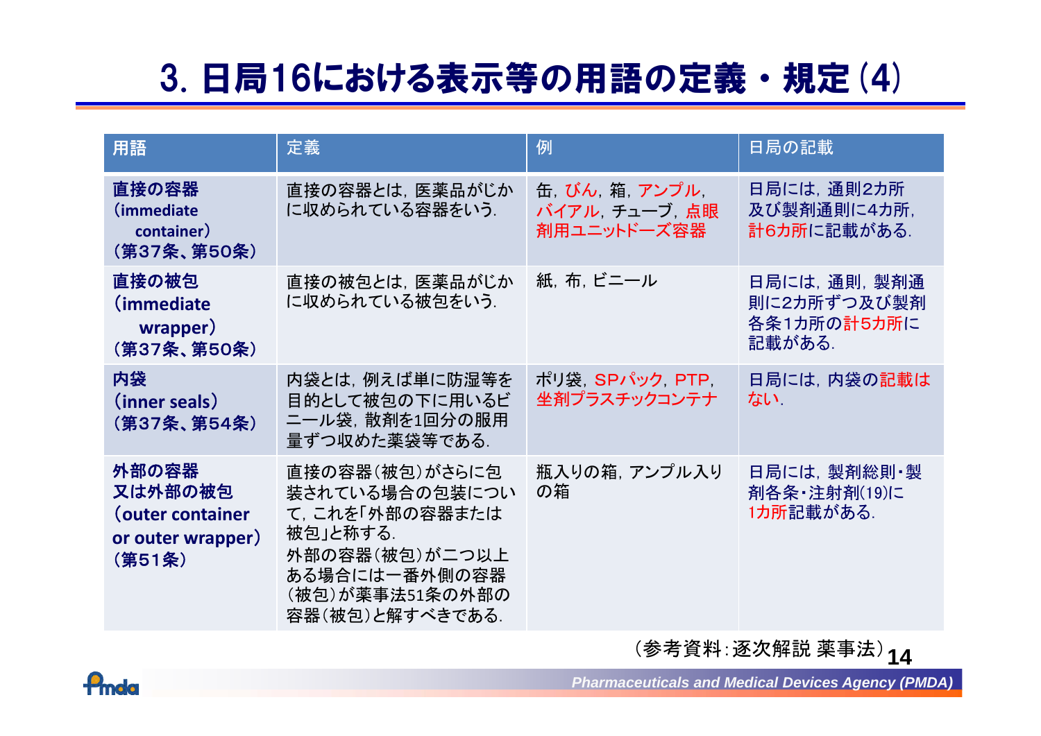# 3. 日局16における表示等の用語の定義・規定 (4)

| 用語 | 定義 | 例 | 日局の記載 |
|---|---|---|---|
| **直接の容器 (immediate container) (第37条、第50条)** | 直接の容器とは，医薬品がじかに収められている容器をいう. | 缶，びん，箱，アンプル，バイアル，チューブ，点眼剤用ユニットドーズ容器 | 日局には，通則2カ所及び製剤通則に4カ所，計6カ所に記載がある. |
| **直接の被包 (immediate wrapper) (第37条、第50条)** | 直接の被包とは，医薬品がじかに収められている被包をいう. | 紙，布，ビニール | 日局には，通則，製剤通則に2カ所ずつ及び製剤各条1カ所の計5カ所に記載がある. |
| **内袋 (inner seals) (第37条、第54条)** | 内袋とは，例えば単に防湿等を目的として被包の下に用いるビニール袋，散剤を1回分の服用量ずつ収めた薬袋等である. | ポリ袋，SPパック，PTP，坐剤プラスチックコンテナ | 日局には，内袋の記載はない. |
| **外部の容器又は外部の被包 (outer container or outer wrapper) (第51条)** | 直接の容器(被包)がさらに包装されている場合の包装について，これを「外部の容器または被包」と称する. 外部の容器(被包)が二つ以上ある場合には一番外側の容器(被包)が薬事法51条の外部の容器(被包)と解すべきである. | 瓶入りの箱，アンプル入りの箱 | 日局には，製剤総則・製剤各条・注射剤(19)に1カ所記載がある. |

(参考資料：逐次解説 薬事法)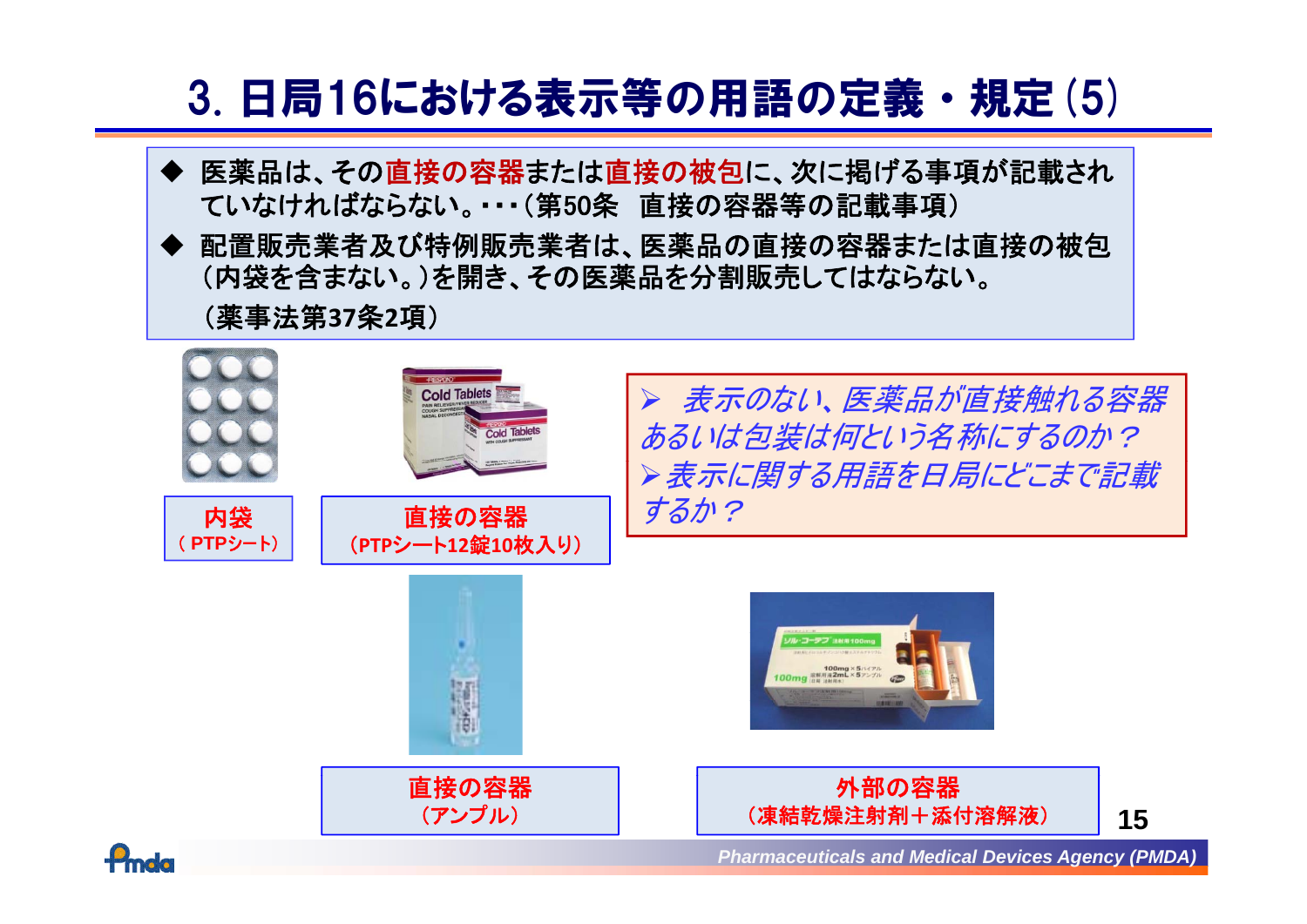# 3. 日局16における表示等の用語の定義・規定 (5)

- 医薬品は、その**直接の容器**または**直接の被包**に、次に掲げる事項が記載されていなければならない。・・・(第50条　直接の容器等の記載事項)
- 配置販売業者及び特例販売業者は、医薬品の直接の容器または直接の被包（内袋を含まない。)を開き、その医薬品を分割販売してはならない。

（薬事法第37条2項）

**内袋**
（PTPシート）

**直接の容器**
（PTPシート12錠10枚入り）

> *表示のない、医薬品が直接触れる容器あるいは包装は何という名称にするのか？*
>
> *表示に関する用語を日局にどこまで記載するか？*

**直接の容器**
（アンプル）

**外部の容器**
（凍結乾燥注射剤＋添付溶解液）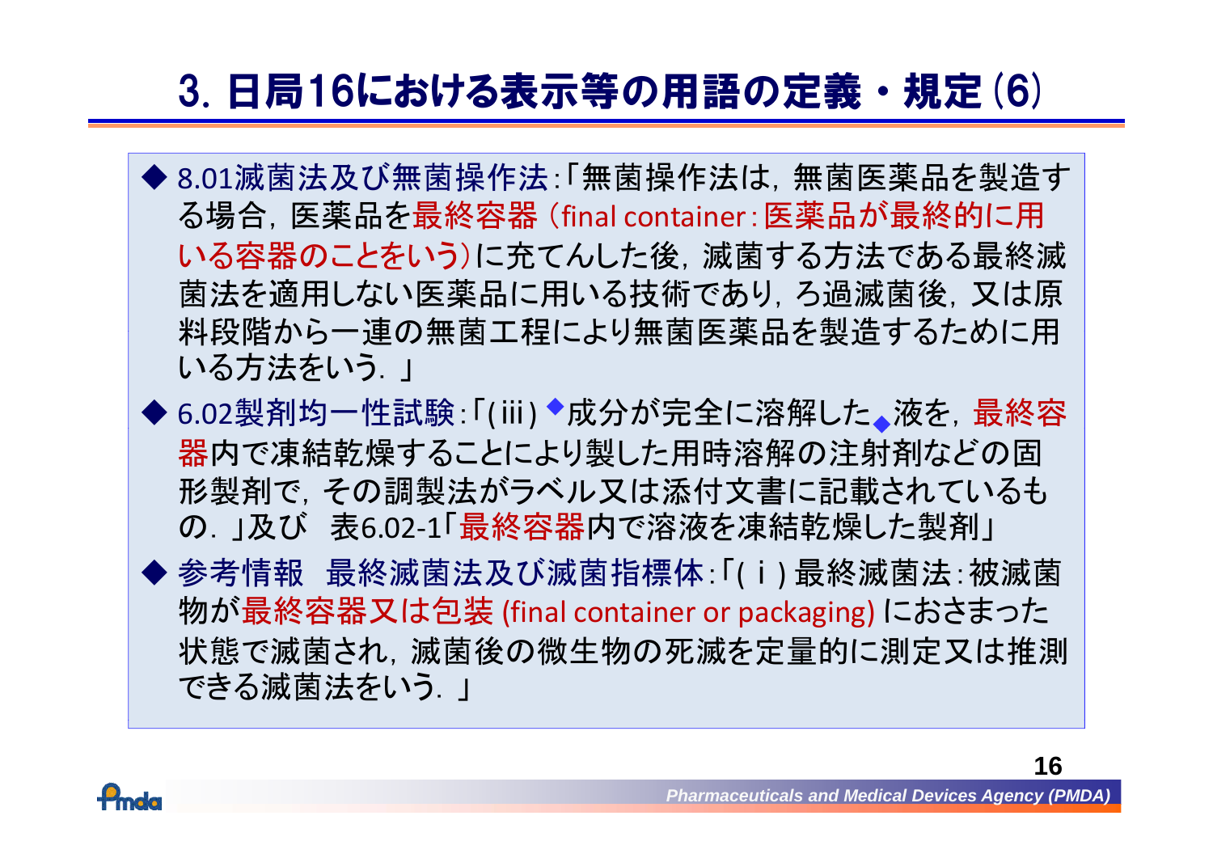# 3. 日局16における表示等の用語の定義・規定 (6)

- 8.01滅菌法及び無菌操作法:「無菌操作法は,無菌医薬品を製造する場合,医薬品を最終容器 (final container:医薬品が最終的に用いる容器のことをいう)に充てんした後,滅菌する方法である最終滅菌法を適用しない医薬品に用いる技術であり,ろ過滅菌後,又は原料段階から一連の無菌工程により無菌医薬品を製造するために用いる方法をいう.」
- 6.02製剤均一性試験:「(iii) ◆成分が完全に溶解した◆液を,最終容器内で凍結乾燥することにより製した用時溶解の注射剤などの固形製剤で,その調製法がラベル又は添付文書に記載されているもの.」及び 表6.02-1「最終容器内で溶液を凍結乾燥した製剤」
- 参考情報 最終滅菌法及び滅菌指標体:「(ⅰ) 最終滅菌法:被滅菌物が最終容器又は包装 (final container or packaging) におさまった状態で滅菌され,滅菌後の微生物の死滅を定量的に測定又は推測できる滅菌法をいう.」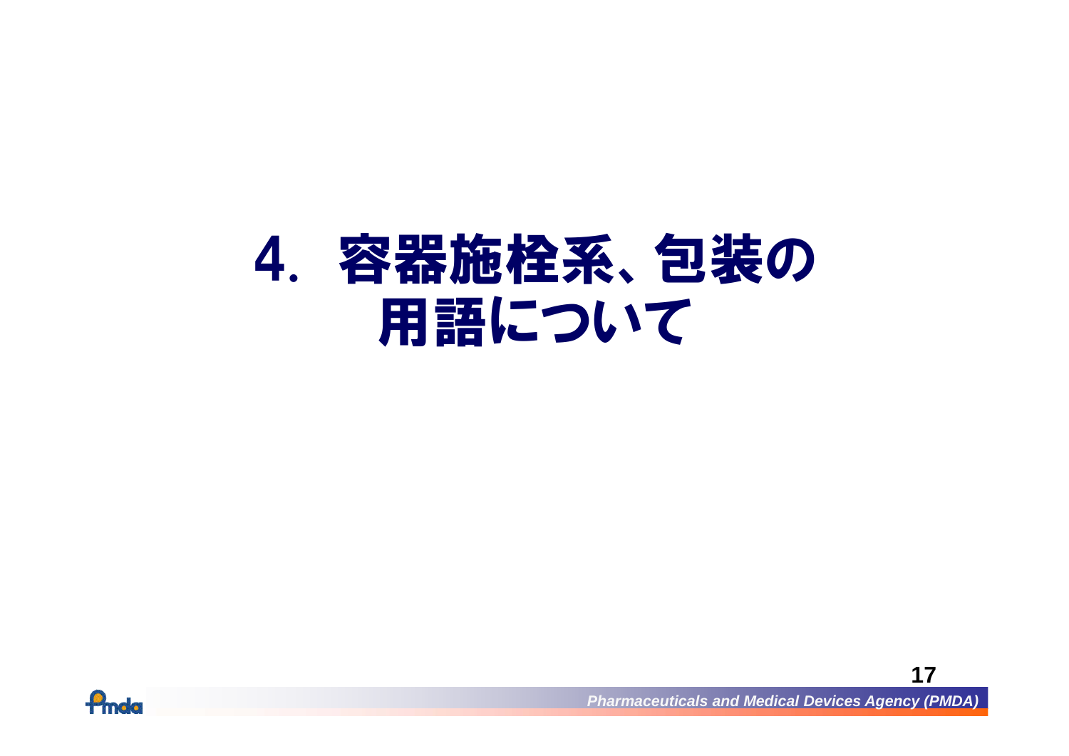# 4．容器施栓系、包装の用語について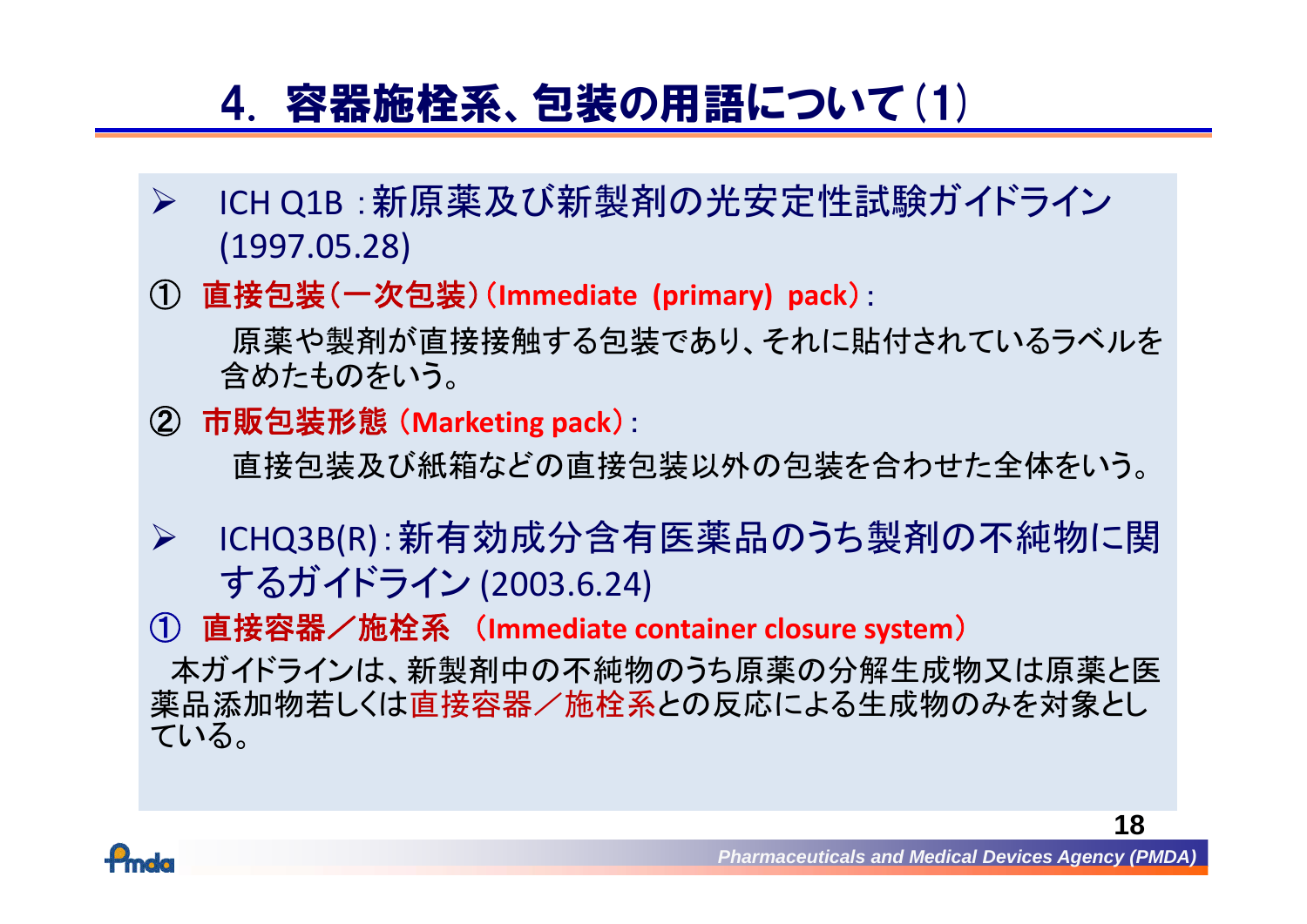# 4. 容器施栓系、包装の用語について(1)

- ICH Q1B :新原薬及び新製剤の光安定性試験ガイドライン (1997.05.28)

① **直接包装(一次包装)(Immediate (primary) pack)**:

原薬や製剤が直接接触する包装であり、それに貼付されているラベルを含めたものをいう。

② **市販包装形態 (Marketing pack)**:

直接包装及び紙箱などの直接包装以外の包装を合わせた全体をいう。

- ICHQ3B(R):新有効成分含有医薬品のうち製剤の不純物に関するガイドライン (2003.6.24)

① **直接容器/施栓系 (Immediate container closure system)**

本ガイドラインは、新製剤中の不純物のうち原薬の分解生成物又は原薬と医薬品添加物若しくは直接容器/施栓系との反応による生成物のみを対象としている。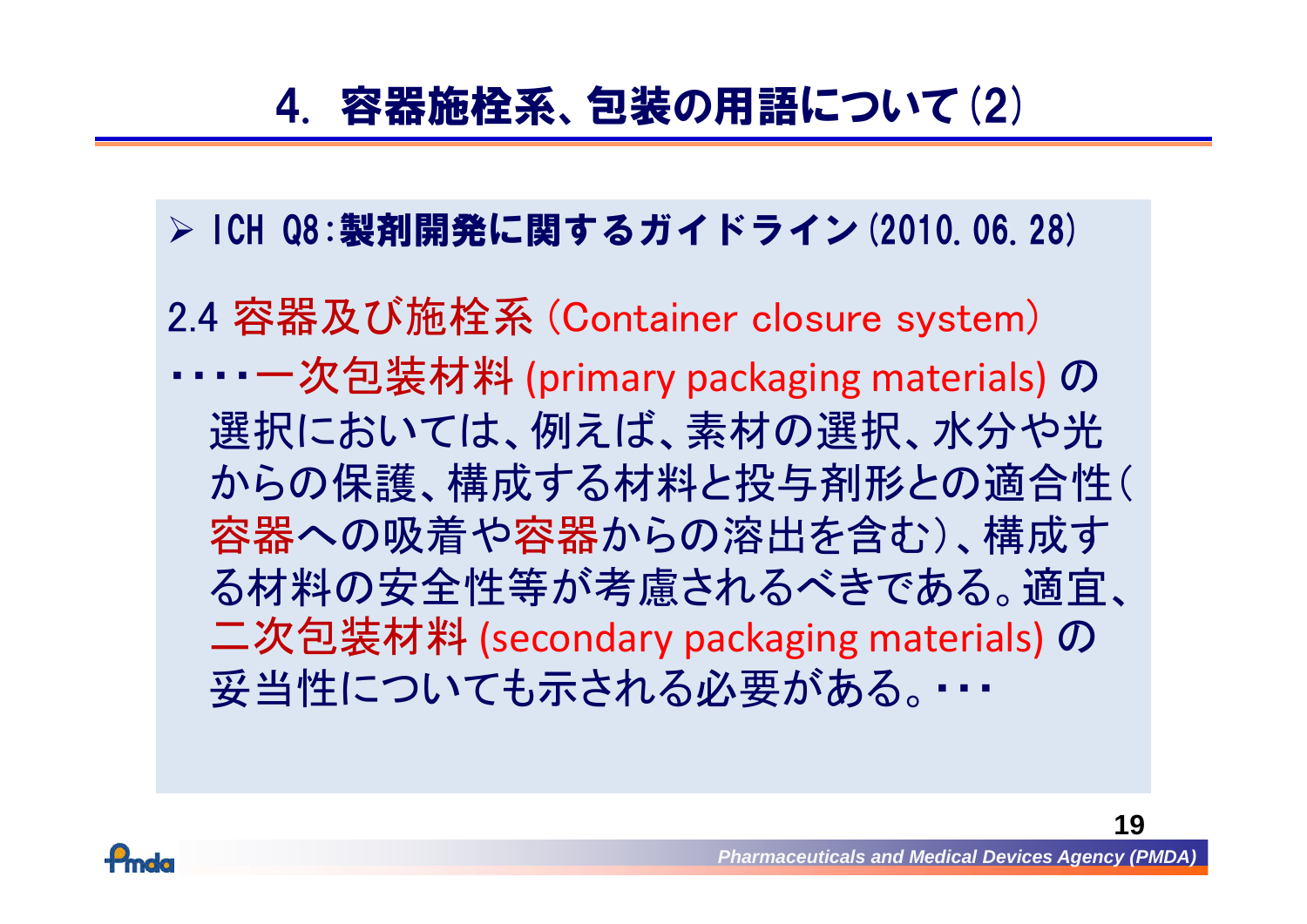# 4. 容器施栓系、包装の用語について(2)

- ICH Q8:**製剤開発に関するガイドライン**(2010.06.28)

2.4 容器及び施栓系 (Container closure system)

・・・・一次包装材料 (primary packaging materials) の選択においては、例えば、素材の選択、水分や光からの保護、構成する材料と投与剤形との適合性(容器への吸着や容器からの溶出を含む)、構成する材料の安全性等が考慮されるべきである。適宜、二次包装材料 (secondary packaging materials) の妥当性についても示される必要がある。・・・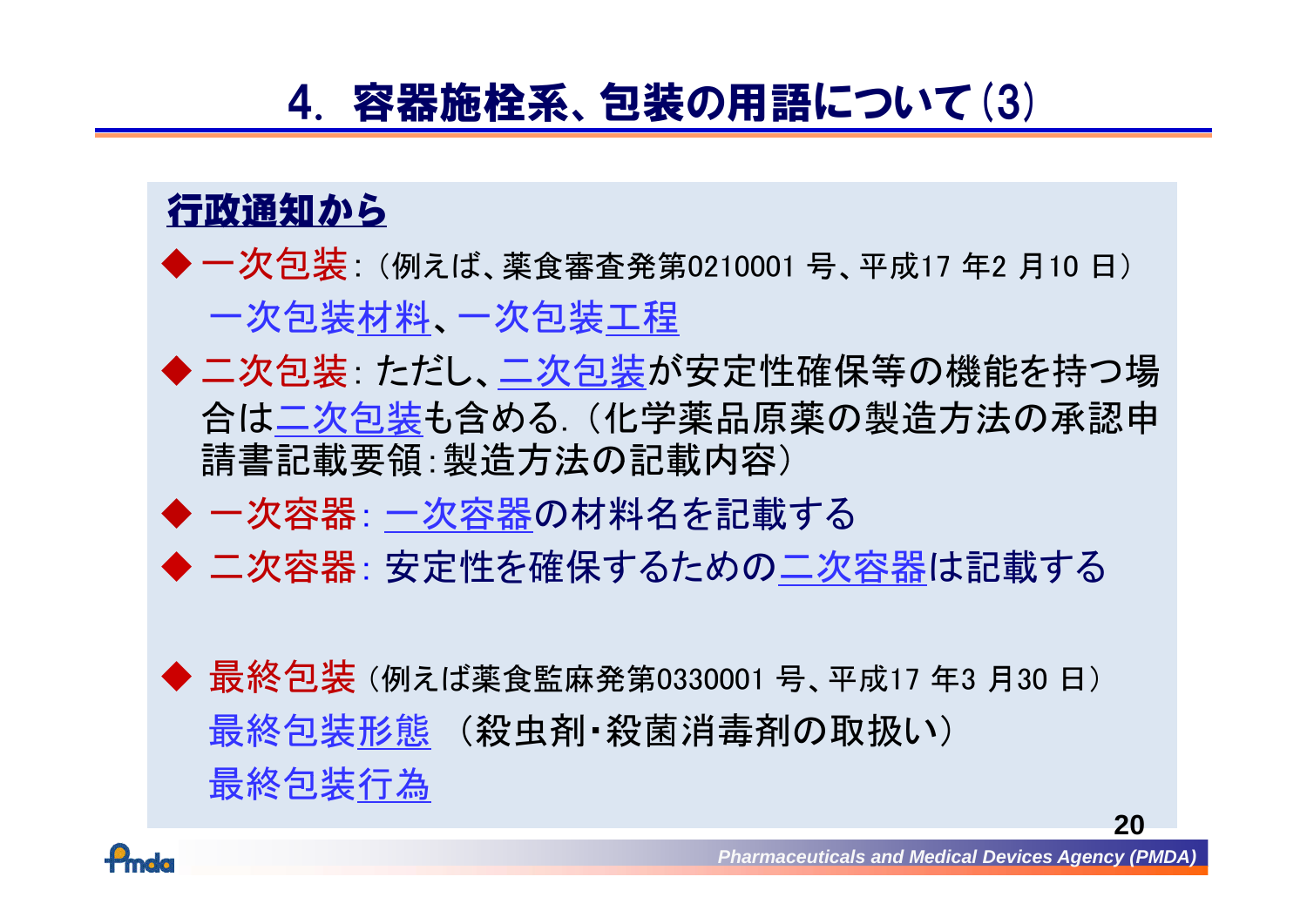# 4. 容器施栓系、包装の用語について(3)

**行政通知から**

◆ 一次包装:(例えば、薬食審査発第0210001 号、平成17 年2 月10 日)
　一次包装材料、一次包装工程

◆ 二次包装:ただし、二次包装が安定性確保等の機能を持つ場合は二次包装も含める.(化学薬品原薬の製造方法の承認申請書記載要領:製造方法の記載内容)

◆ 一次容器:一次容器の材料名を記載する

◆ 二次容器:安定性を確保するための二次容器は記載する

◆ 最終包装(例えば薬食監麻発第0330001 号、平成17 年3 月30 日)
　最終包装形態　(殺虫剤・殺菌消毒剤の取扱い)
　最終包装行為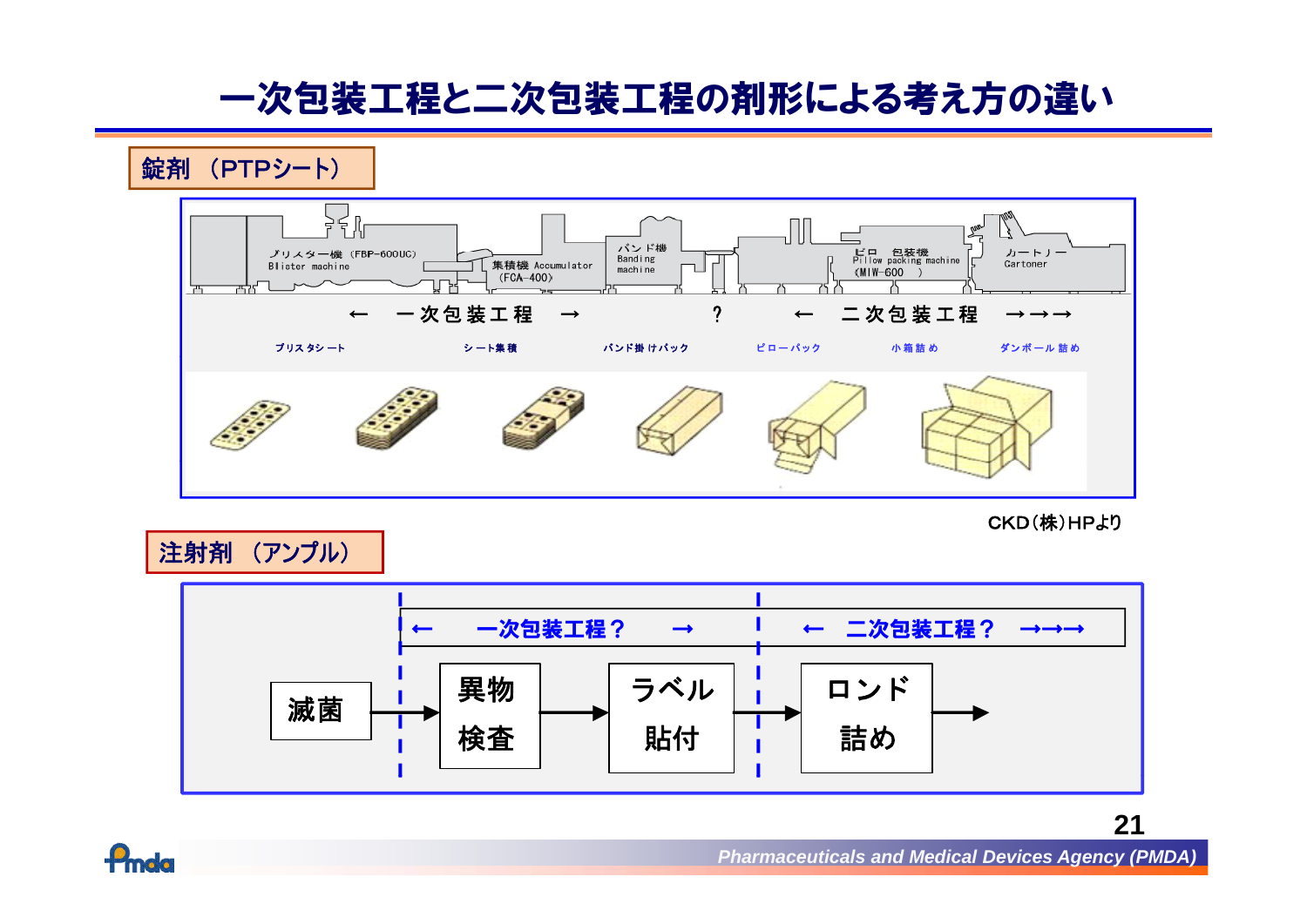# 一次包装工程と二次包装工程の剤形による考え方の違い

**錠剤 （PTPシート）**

ブリスター機（FBP-600UC） Blister machine ／ 集積機 Accumulator（FCA-400） ／ バンド機 Banding machine ／ ピロー包装機 Pillow packing machine（MIW-600） ／ カートナー Cartoner

← 一次包装工程 → ？ ← 二次包装工程 →→→

ブリスタシート ／ シート集積 ／ バンド掛けパック ／ ピローパック ／ 小箱詰め ／ ダンボール詰め

CKD（株）HPより

**注射剤 （アンプル）**

← 一次包装工程？ → ← 二次包装工程？ →→→

滅菌 → 異物検査 → ラベル貼付 → ロンド詰め →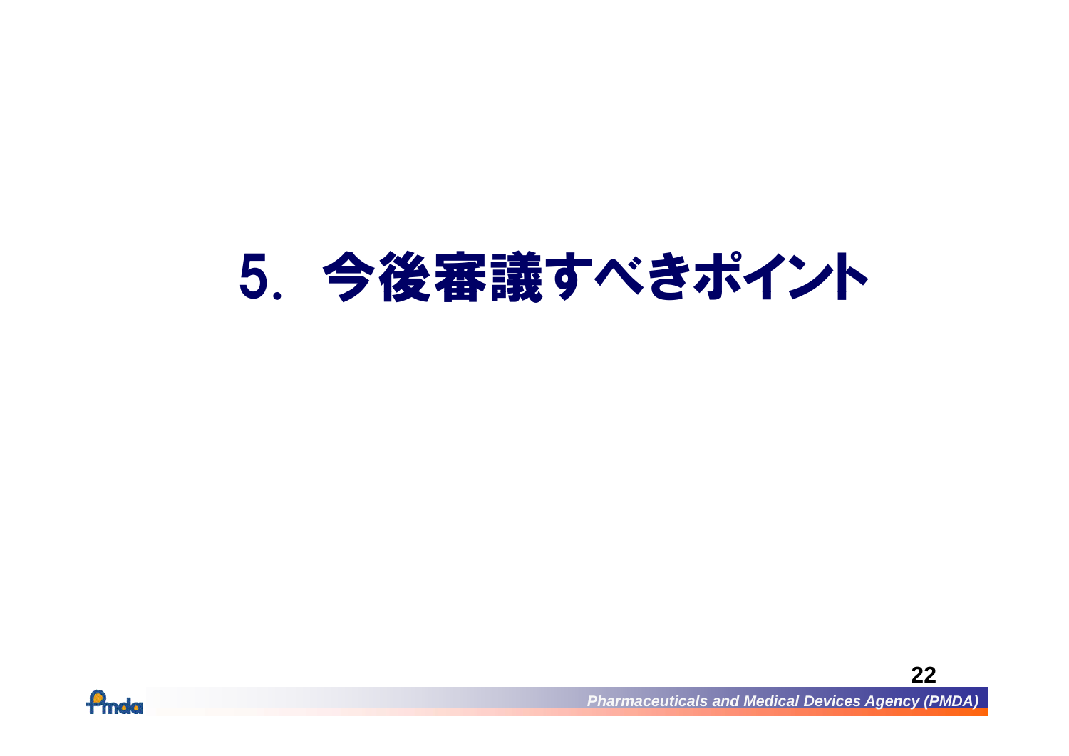# 5．今後審議すべきポイント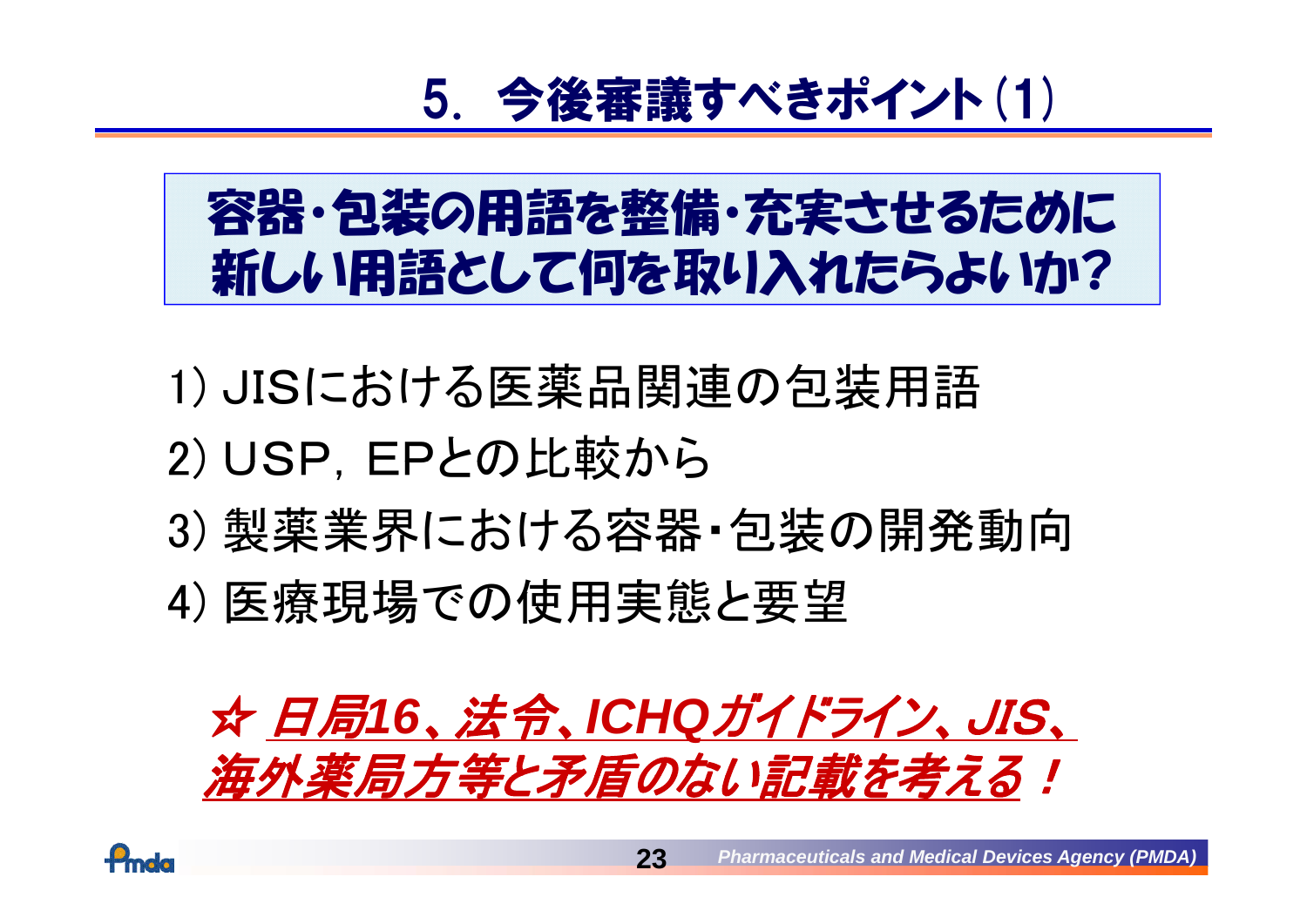# 5．今後審議すべきポイント(1)

**容器・包装の用語を整備・充実させるために新しい用語として何を取り入れたらよいか？**

1) JISにおける医薬品関連の包装用語

2) USP，EPとの比較から

3) 製薬業界における容器・包装の開発動向

4) 医療現場での使用実態と要望

***☆ 日局16、法令、ICHQガイドライン、JIS、海外薬局方等と矛盾のない記載を考える！***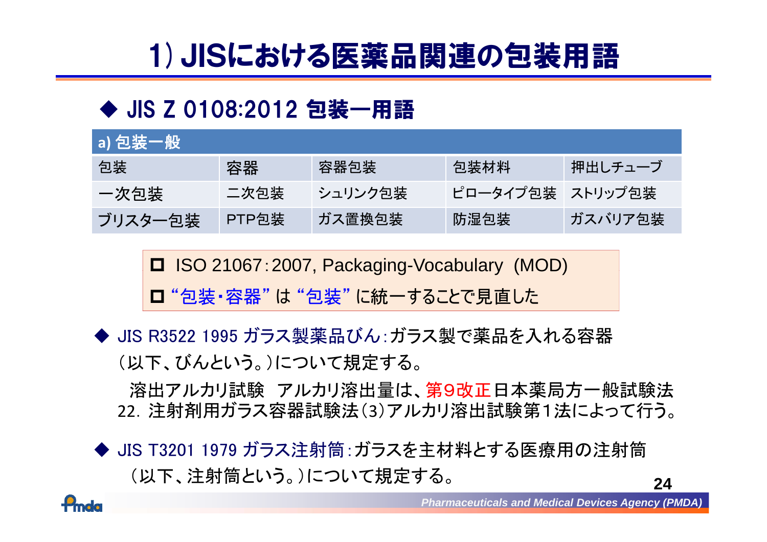# 1) JISにおける医薬品関連の包装用語

## ◆ JIS Z 0108:2012 包装ー用語

| a) 包装一般 | | | | |
|---|---|---|---|---|
| 包装 | 容器 | 容器包装 | 包装材料 | 押出しチューブ |
| 一次包装 | 二次包装 | シュリンク包装 | ピロータイプ包装 | ストリップ包装 |
| ブリスター包装 | PTP包装 | ガス置換包装 | 防湿包装 | ガスバリア包装 |

- ☐ ISO 21067:2007, Packaging-Vocabulary (MOD)
- ☐ "包装・容器" は "包装" に統一することで見直した

◆ JIS R3522 1995 ガラス製薬品びん:ガラス製で薬品を入れる容器（以下、びんという。）について規定する。

溶出アルカリ試験　アルカリ溶出量は、第9改正日本薬局方一般試験法22. 注射剤用ガラス容器試験法(3)アルカリ溶出試験第1法によって行う。

◆ JIS T3201 1979 ガラス注射筒:ガラスを主材料とする医療用の注射筒（以下、注射筒という。）について規定する。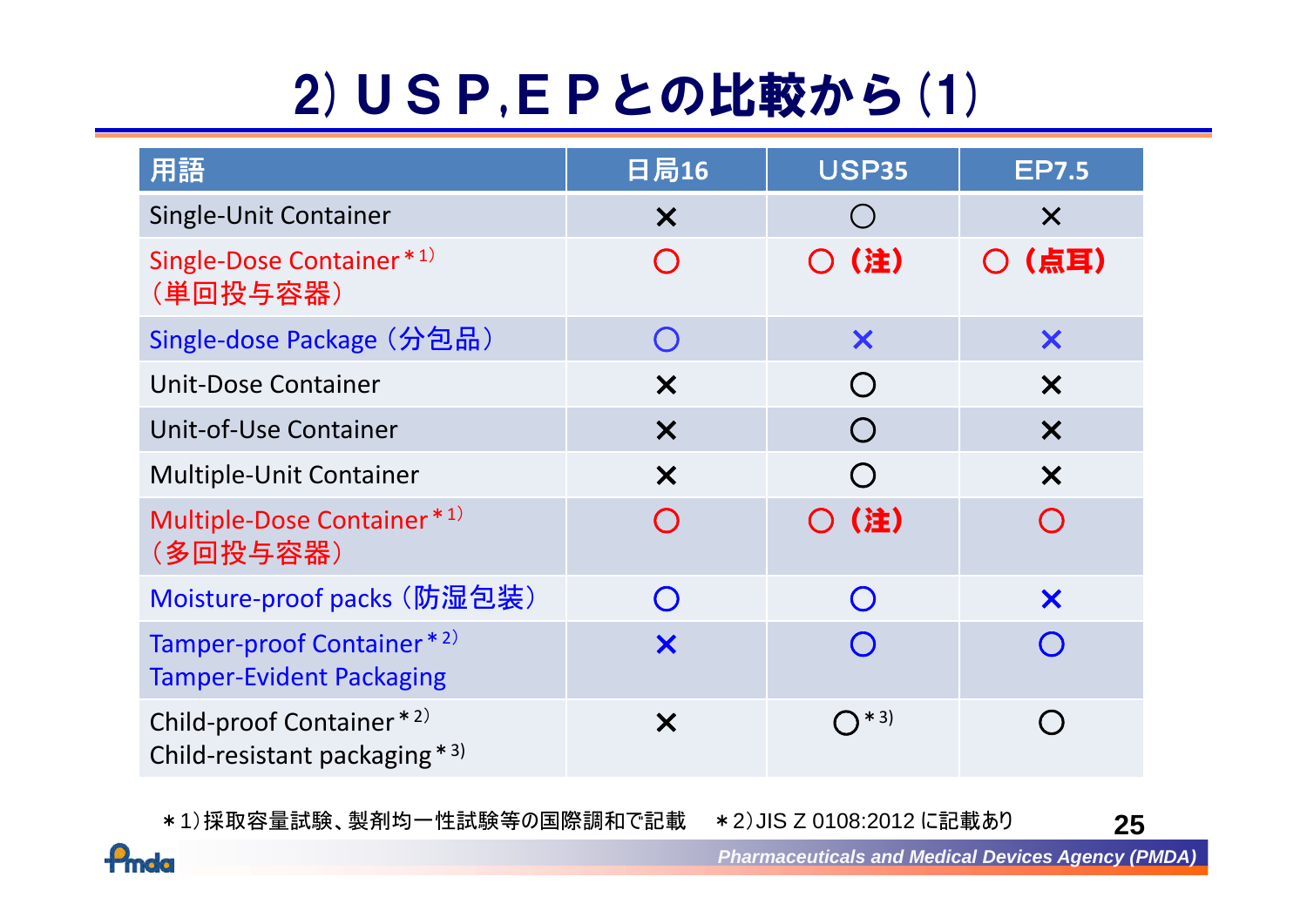# 2) ＵＳＰ,ＥＰとの比較から (1)

| 用語 | 日局16 | USP35 | EP7.5 |
|---|---|---|---|
| Single-Unit Container | × | ○ | × |
| Single-Dose Container＊1)<br>（単回投与容器） | ○ | ○（注） | ○（点耳） |
| Single-dose Package（分包品） | ○ | × | × |
| Unit-Dose Container | × | ○ | × |
| Unit-of-Use Container | × | ○ | × |
| Multiple-Unit Container | × | ○ | × |
| Multiple-Dose Container＊1)<br>（多回投与容器） | ○ | ○（注） | ○ |
| Moisture-proof packs（防湿包装） | ○ | ○ | × |
| Tamper-proof Container＊2)<br>Tamper-Evident Packaging | × | ○ | ○ |
| Child-proof Container＊2)<br>Child-resistant packaging＊3) | × | ○＊3) | ○ |

＊1)採取容量試験、製剤均一性試験等の国際調和で記載　＊2)JIS Z 0108:2012 に記載あり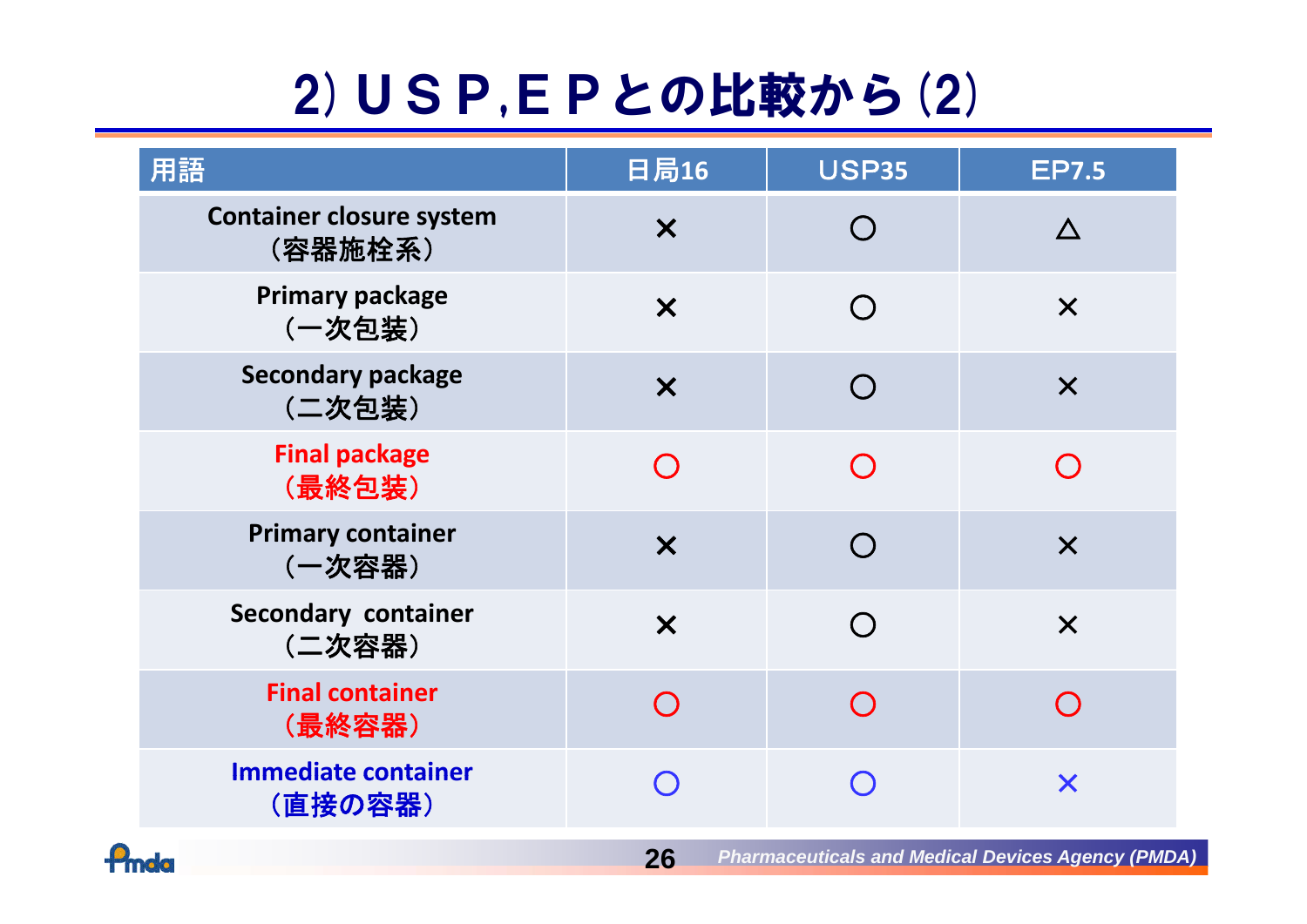# 2) ＵＳＰ,ＥＰとの比較から (2)

| 用語 | 日局16 | USP35 | EP7.5 |
|---|---|---|---|
| Container closure system（容器施栓系） | × | ○ | △ |
| Primary package（一次包装） | × | ○ | × |
| Secondary package（二次包装） | × | ○ | × |
| Final package（最終包装） | ○ | ○ | ○ |
| Primary container（一次容器） | × | ○ | × |
| Secondary container（二次容器） | × | ○ | × |
| Final container（最終容器） | ○ | ○ | ○ |
| Immediate container（直接の容器） | ○ | ○ | × |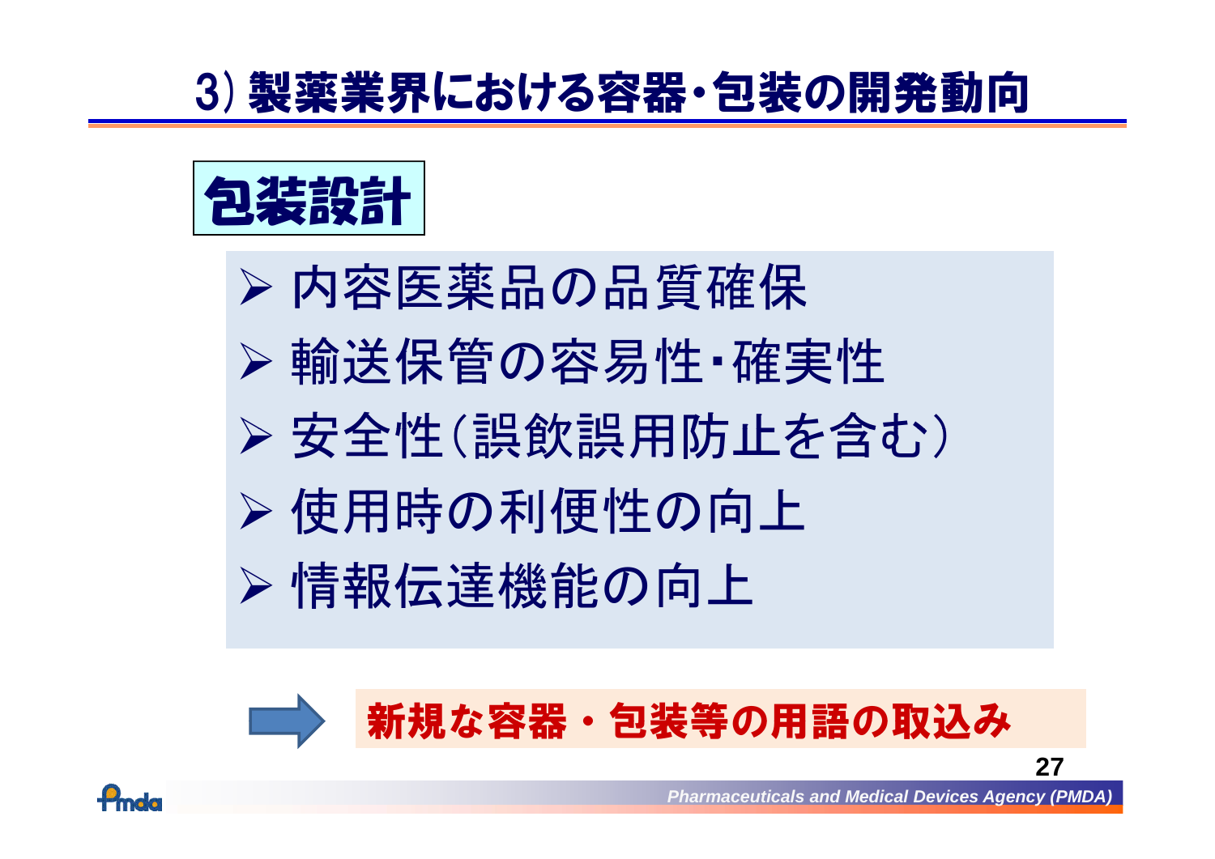# 3) 製薬業界における容器・包装の開発動向

## 包装設計

- 内容医薬品の品質確保
- 輸送保管の容易性・確実性
- 安全性（誤飲誤用防止を含む）
- 使用時の利便性の向上
- 情報伝達機能の向上

➡ **新規な容器・包装等の用語の取込み**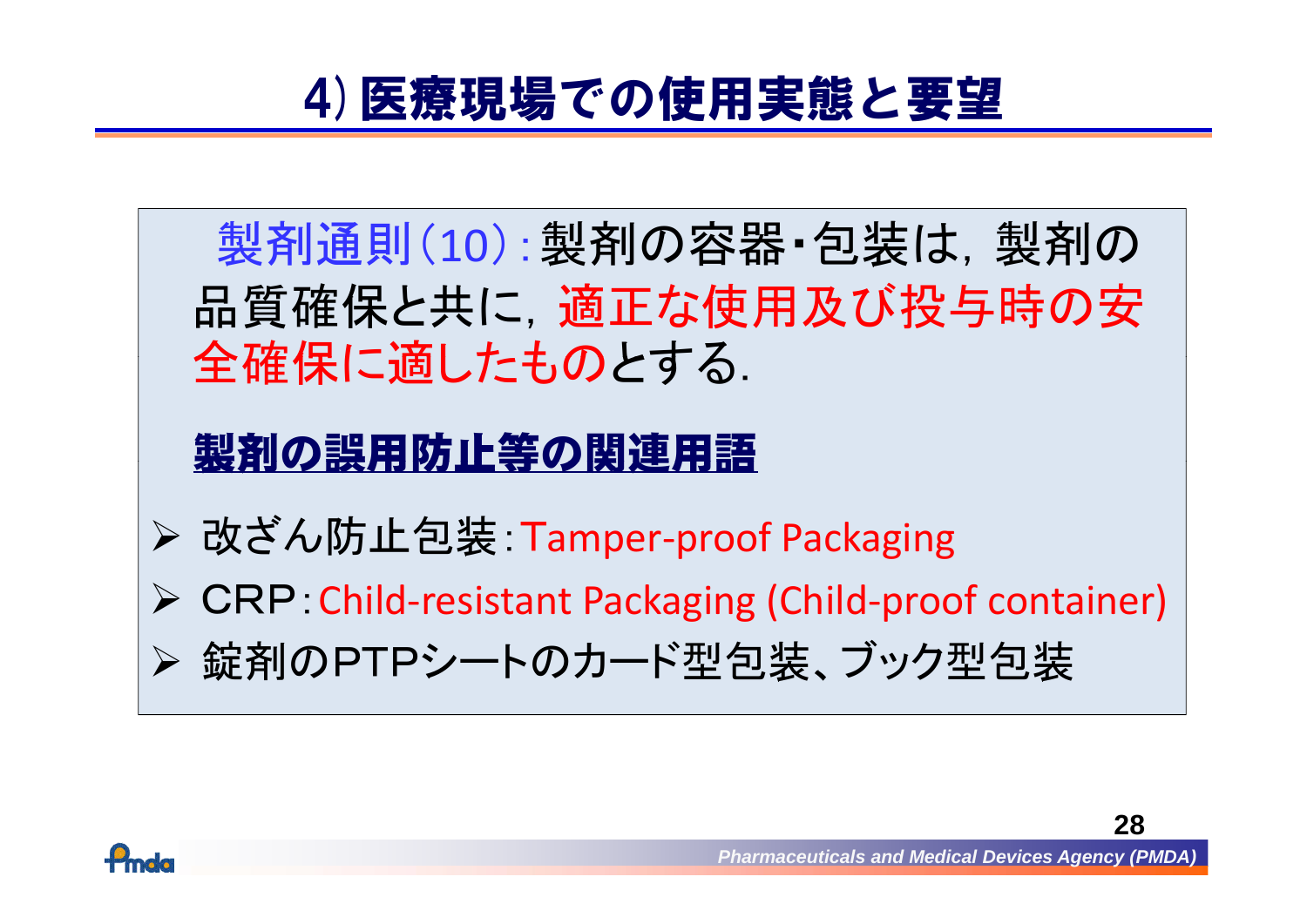# 4) 医療現場での使用実態と要望

製剤通則(10):製剤の容器・包装は，製剤の品質確保と共に，適正な使用及び投与時の安全確保に適したものとする.

**製剤の誤用防止等の関連用語**

- 改ざん防止包装:Tamper-proof Packaging
- CRP:Child-resistant Packaging (Child-proof container)
- 錠剤のPTPシートのカード型包装、ブック型包装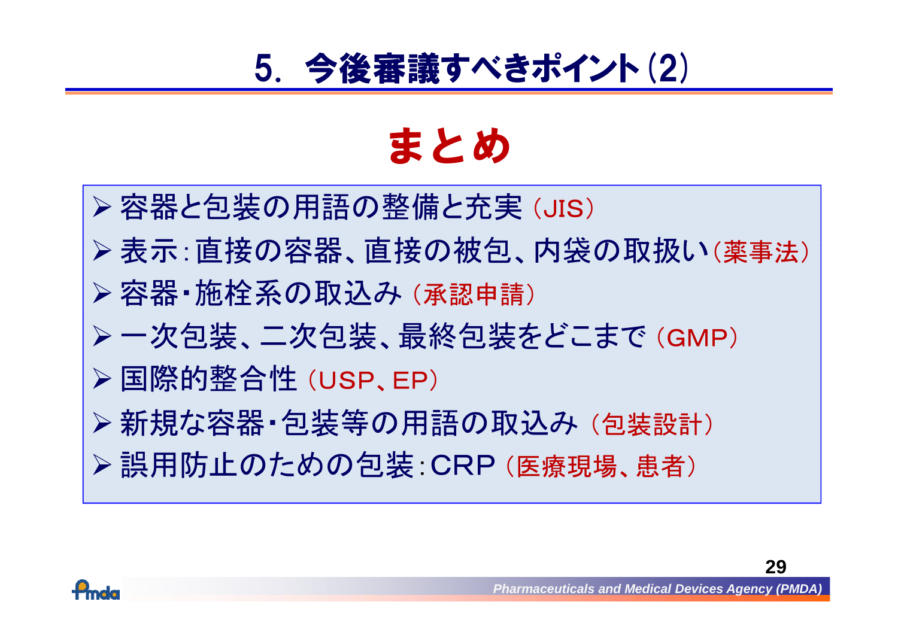# 5. 今後審議すべきポイント(2)

## まとめ

- 容器と包装の用語の整備と充実（JIS）
- 表示：直接の容器、直接の被包、内袋の取扱い（薬事法）
- 容器・施栓系の取込み（承認申請）
- 一次包装、二次包装、最終包装をどこまで（GMP）
- 国際的整合性（USP、EP）
- 新規な容器・包装等の用語の取込み（包装設計）
- 誤用防止のための包装：CRP（医療現場、患者）